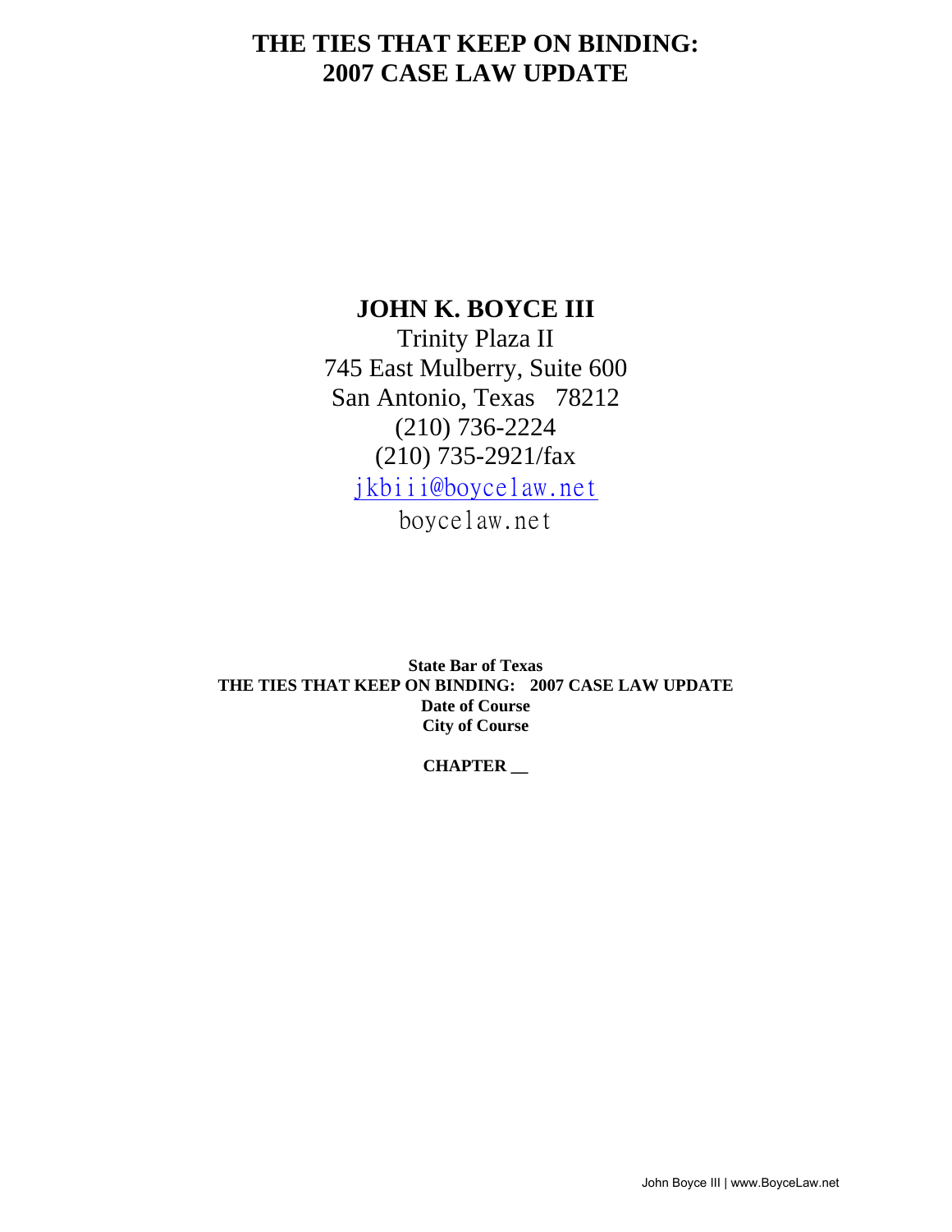# THE TIES THAT KEEP ON BINDING: 2007 CASE LAW UPDATE

**JOHN K. BOYCE III**

Trinity Plaza II
745 East Mulberry, Suite 600
San Antonio, Texas 78212
(210) 736-2224
(210) 735-2921/fax
jkbiii@boycelaw.net
boycelaw.net

**State Bar of Texas**
**THE TIES THAT KEEP ON BINDING: 2007 CASE LAW UPDATE**
**Date of Course**
**City of Course**

**CHAPTER __**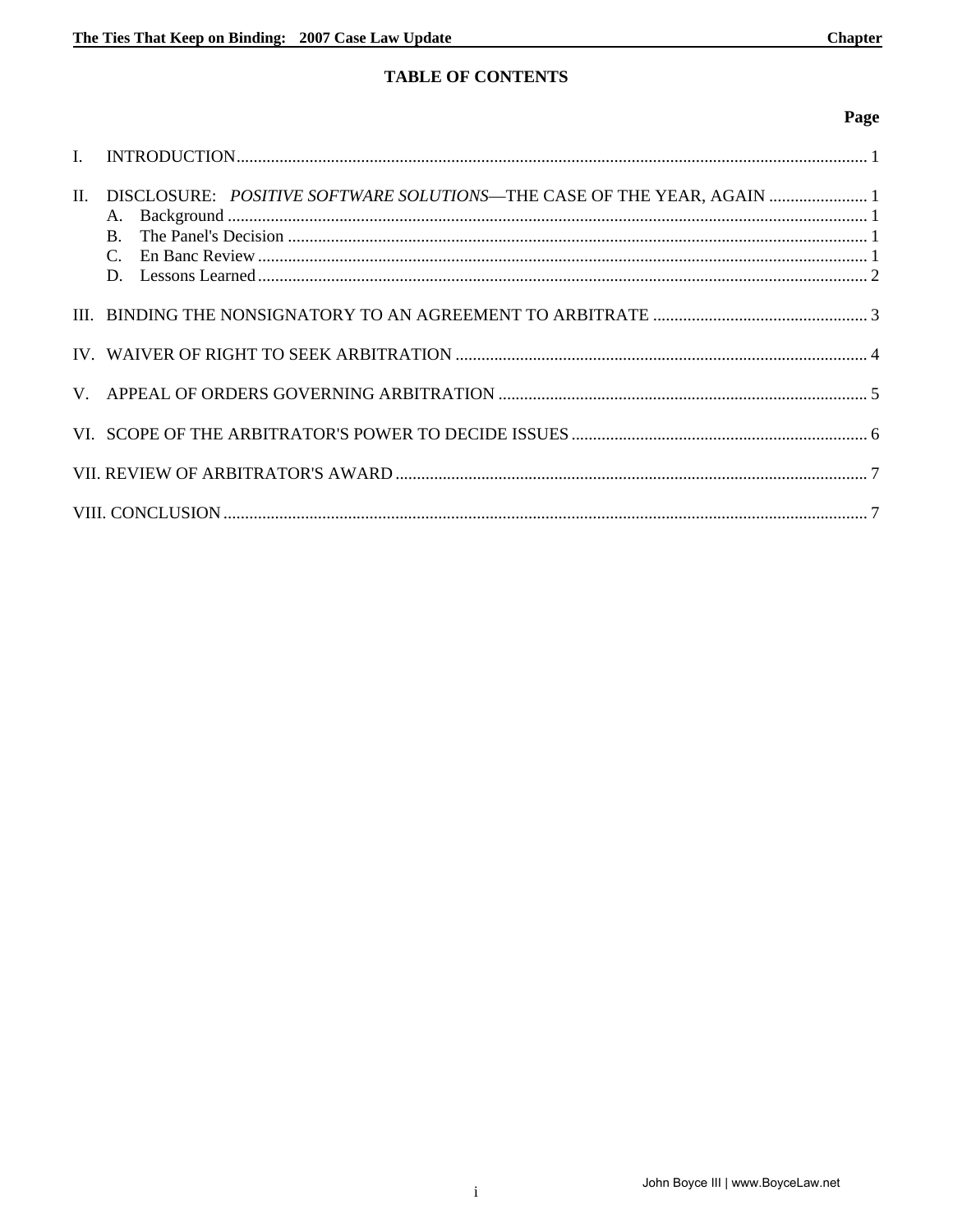# TABLE OF CONTENTS

| | Page |
|---|---|
| I. INTRODUCTION | 1 |
| II. DISCLOSURE: *POSITIVE SOFTWARE SOLUTIONS*—THE CASE OF THE YEAR, AGAIN | 1 |
| A. Background | 1 |
| B. The Panel's Decision | 1 |
| C. En Banc Review | 1 |
| D. Lessons Learned | 2 |
| III. BINDING THE NONSIGNATORY TO AN AGREEMENT TO ARBITRATE | 3 |
| IV. WAIVER OF RIGHT TO SEEK ARBITRATION | 4 |
| V. APPEAL OF ORDERS GOVERNING ARBITRATION | 5 |
| VI. SCOPE OF THE ARBITRATOR'S POWER TO DECIDE ISSUES | 6 |
| VII. REVIEW OF ARBITRATOR'S AWARD | 7 |
| VIII. CONCLUSION | 7 |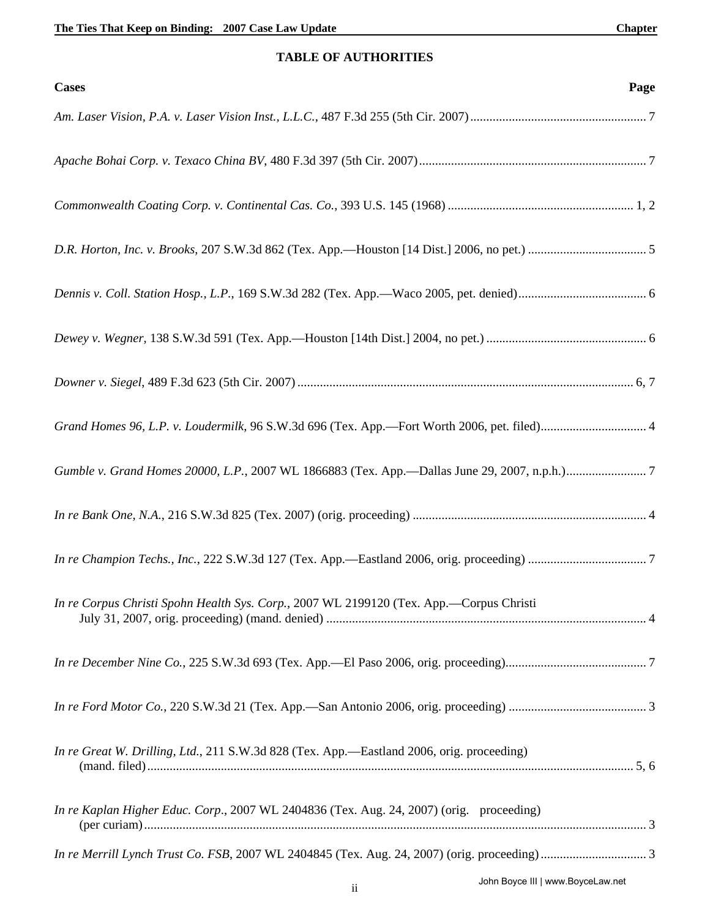## TABLE OF AUTHORITIES

| Cases | Page |
|---|---|
| *Am. Laser Vision, P.A. v. Laser Vision Inst., L.L.C.*, 487 F.3d 255 (5th Cir. 2007) | 7 |
| *Apache Bohai Corp. v. Texaco China BV*, 480 F.3d 397 (5th Cir. 2007) | 7 |
| *Commonwealth Coating Corp. v. Continental Cas. Co.*, 393 U.S. 145 (1968) | 1, 2 |
| *D.R. Horton, Inc. v. Brooks*, 207 S.W.3d 862 (Tex. App.—Houston [14 Dist.] 2006, no pet.) | 5 |
| *Dennis v. Coll. Station Hosp., L.P.*, 169 S.W.3d 282 (Tex. App.—Waco 2005, pet. denied) | 6 |
| *Dewey v. Wegner*, 138 S.W.3d 591 (Tex. App.—Houston [14th Dist.] 2004, no pet.) | 6 |
| *Downer v. Siegel*, 489 F.3d 623 (5th Cir. 2007) | 6, 7 |
| *Grand Homes 96, L.P. v. Loudermilk*, 96 S.W.3d 696 (Tex. App.—Fort Worth 2006, pet. filed) | 4 |
| *Gumble v. Grand Homes 20000, L.P.*, 2007 WL 1866883 (Tex. App.—Dallas June 29, 2007, n.p.h.) | 7 |
| *In re Bank One, N.A.*, 216 S.W.3d 825 (Tex. 2007) (orig. proceeding) | 4 |
| *In re Champion Techs., Inc.*, 222 S.W.3d 127 (Tex. App.—Eastland 2006, orig. proceeding) | 7 |
| *In re Corpus Christi Spohn Health Sys. Corp.*, 2007 WL 2199120 (Tex. App.—Corpus Christi July 31, 2007, orig. proceeding) (mand. denied) | 4 |
| *In re December Nine Co.*, 225 S.W.3d 693 (Tex. App.—El Paso 2006, orig. proceeding) | 7 |
| *In re Ford Motor Co.*, 220 S.W.3d 21 (Tex. App.—San Antonio 2006, orig. proceeding) | 3 |
| *In re Great W. Drilling, Ltd.*, 211 S.W.3d 828 (Tex. App.—Eastland 2006, orig. proceeding) (mand. filed) | 5, 6 |
| *In re Kaplan Higher Educ. Corp*., 2007 WL 2404836 (Tex. Aug. 24, 2007) (orig. proceeding) (per curiam) | 3 |
| *In re Merrill Lynch Trust Co. FSB*, 2007 WL 2404845 (Tex. Aug. 24, 2007) (orig. proceeding) | 3 |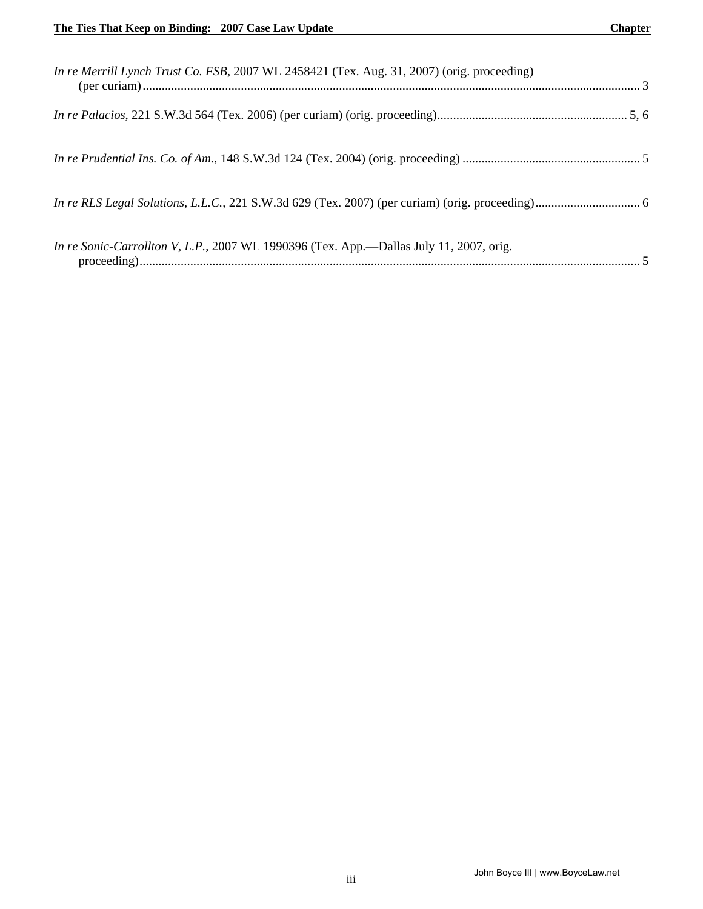*In re Merrill Lynch Trust Co. FSB*, 2007 WL 2458421 (Tex. Aug. 31, 2007) (orig. proceeding) (per curiam) ........................................................................................................................................... 3

*In re Palacios*, 221 S.W.3d 564 (Tex. 2006) (per curiam) (orig. proceeding)........................................................... 5, 6

*In re Prudential Ins. Co. of Am.*, 148 S.W.3d 124 (Tex. 2004) (orig. proceeding) ....................................................... 5

*In re RLS Legal Solutions, L.L.C.*, 221 S.W.3d 629 (Tex. 2007) (per curiam) (orig. proceeding)................................ 6

*In re Sonic-Carrollton V, L.P.*, 2007 WL 1990396 (Tex. App.—Dallas July 11, 2007, orig. proceeding)........................................................................................................................................... 5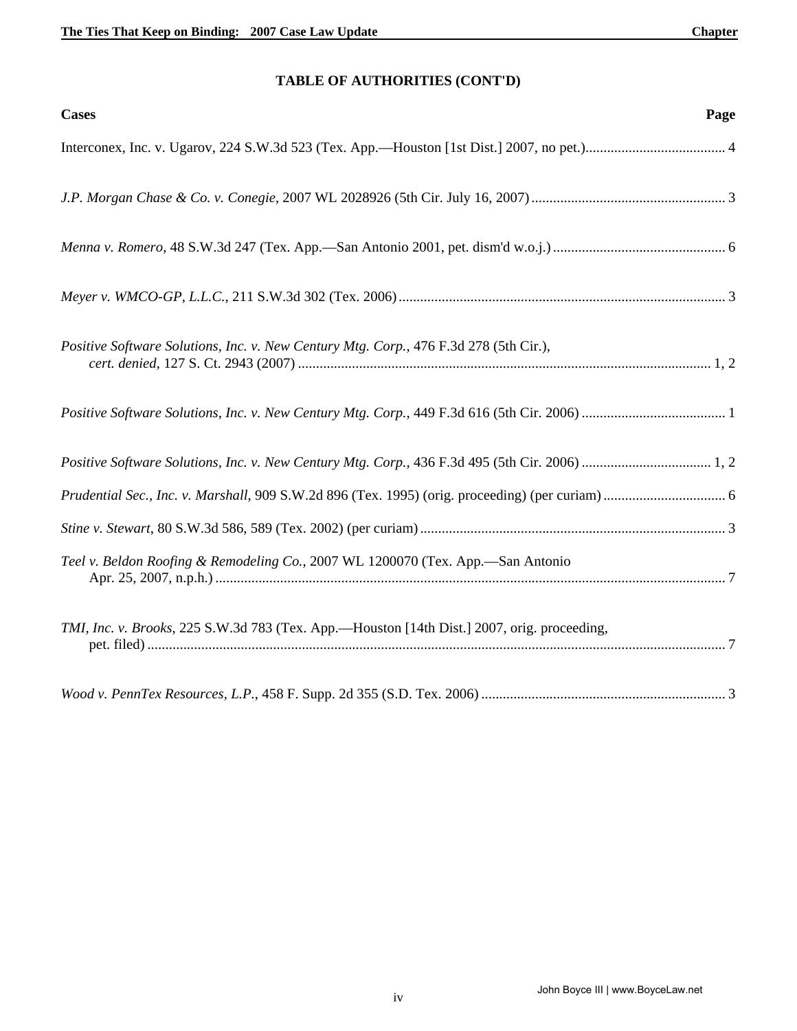## TABLE OF AUTHORITIES (CONT'D)

**Cases** **Page**

Interconex, Inc. v. Ugarov, 224 S.W.3d 523 (Tex. App.—Houston [1st Dist.] 2007, no pet.)....................................... 4

*J.P. Morgan Chase & Co. v. Conegie*, 2007 WL 2028926 (5th Cir. July 16, 2007)...................................................... 3

*Menna v. Romero*, 48 S.W.3d 247 (Tex. App.—San Antonio 2001, pet. dism'd w.o.j.)................................................ 6

*Meyer v. WMCO-GP, L.L.C.*, 211 S.W.3d 302 (Tex. 2006)......................................................................................... 3

*Positive Software Solutions, Inc. v. New Century Mtg. Corp.*, 476 F.3d 278 (5th Cir.), *cert. denied*, 127 S. Ct. 2943 (2007) .................................................................................................................. 1, 2

*Positive Software Solutions, Inc. v. New Century Mtg. Corp.*, 449 F.3d 616 (5th Cir. 2006) ........................................ 1

*Positive Software Solutions, Inc. v. New Century Mtg. Corp.*, 436 F.3d 495 (5th Cir. 2006) .................................... 1, 2

*Prudential Sec., Inc. v. Marshall*, 909 S.W.2d 896 (Tex. 1995) (orig. proceeding) (per curiam) .................................. 6

*Stine v. Stewart*, 80 S.W.3d 586, 589 (Tex. 2002) (per curiam) .................................................................................... 3

*Teel v. Beldon Roofing & Remodeling Co.*, 2007 WL 1200070 (Tex. App.—San Antonio Apr. 25, 2007, n.p.h.) ............................................................................................................................ 7

*TMI, Inc. v. Brooks*, 225 S.W.3d 783 (Tex. App.—Houston [14th Dist.] 2007, orig. proceeding, pet. filed) ............................................................................................................................................... 7

*Wood v. PennTex Resources, L.P.*, 458 F. Supp. 2d 355 (S.D. Tex. 2006) .................................................................... 3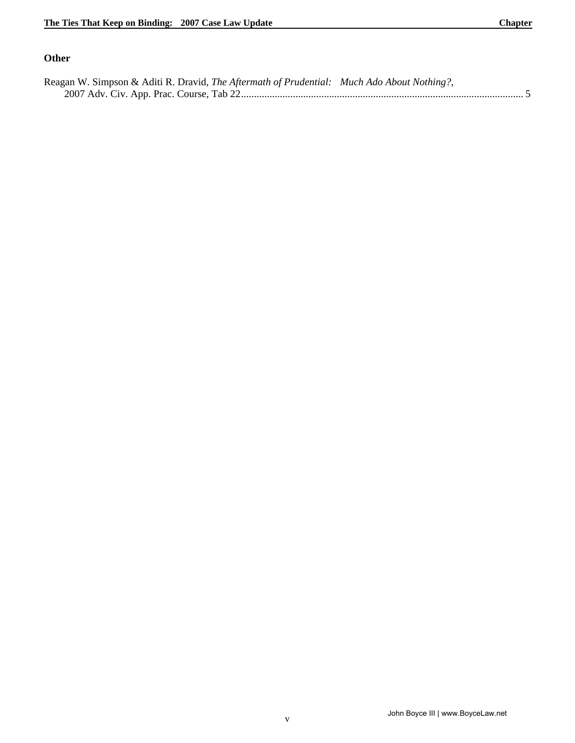### Other

Reagan W. Simpson & Aditi R. Dravid, *The Aftermath of Prudential: Much Ado About Nothing?*, 2007 Adv. Civ. App. Prac. Course, Tab 22............................................................................................................ 5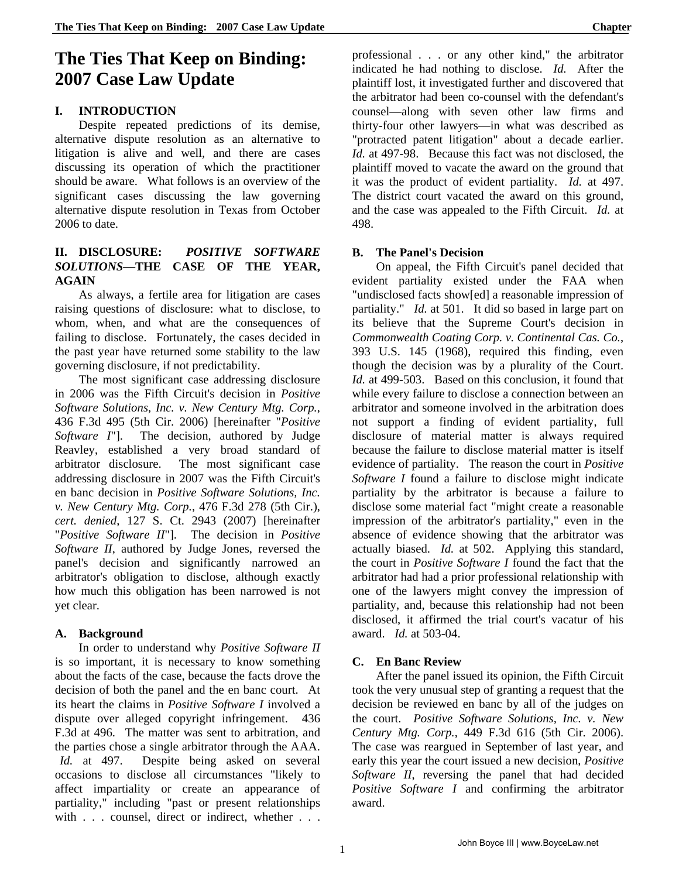# The Ties That Keep on Binding: 2007 Case Law Update

## I. INTRODUCTION

Despite repeated predictions of its demise, alternative dispute resolution as an alternative to litigation is alive and well, and there are cases discussing its operation of which the practitioner should be aware. What follows is an overview of the significant cases discussing the law governing alternative dispute resolution in Texas from October 2006 to date.

## II. DISCLOSURE: *POSITIVE SOFTWARE SOLUTIONS*—THE CASE OF THE YEAR, AGAIN

As always, a fertile area for litigation are cases raising questions of disclosure: what to disclose, to whom, when, and what are the consequences of failing to disclose. Fortunately, the cases decided in the past year have returned some stability to the law governing disclosure, if not predictability.

The most significant case addressing disclosure in 2006 was the Fifth Circuit's decision in *Positive Software Solutions, Inc. v. New Century Mtg. Corp.*, 436 F.3d 495 (5th Cir. 2006) [hereinafter "*Positive Software I*"]. The decision, authored by Judge Reavley, established a very broad standard of arbitrator disclosure. The most significant case addressing disclosure in 2007 was the Fifth Circuit's en banc decision in *Positive Software Solutions, Inc. v. New Century Mtg. Corp.*, 476 F.3d 278 (5th Cir.), *cert. denied*, 127 S. Ct. 2943 (2007) [hereinafter "*Positive Software II*"]. The decision in *Positive Software II*, authored by Judge Jones, reversed the panel's decision and significantly narrowed an arbitrator's obligation to disclose, although exactly how much this obligation has been narrowed is not yet clear.

### A. Background

In order to understand why *Positive Software II* is so important, it is necessary to know something about the facts of the case, because the facts drove the decision of both the panel and the en banc court. At its heart the claims in *Positive Software I* involved a dispute over alleged copyright infringement. 436 F.3d at 496. The matter was sent to arbitration, and the parties chose a single arbitrator through the AAA. *Id.* at 497. Despite being asked on several occasions to disclose all circumstances "likely to affect impartiality or create an appearance of partiality," including "past or present relationships with . . . counsel, direct or indirect, whether . . . professional . . . or any other kind," the arbitrator indicated he had nothing to disclose. *Id.* After the plaintiff lost, it investigated further and discovered that the arbitrator had been co-counsel with the defendant's counsel—along with seven other law firms and thirty-four other lawyers—in what was described as "protracted patent litigation" about a decade earlier. *Id.* at 497-98. Because this fact was not disclosed, the plaintiff moved to vacate the award on the ground that it was the product of evident partiality. *Id.* at 497. The district court vacated the award on this ground, and the case was appealed to the Fifth Circuit. *Id.* at 498.

### B. The Panel's Decision

On appeal, the Fifth Circuit's panel decided that evident partiality existed under the FAA when "undisclosed facts show[ed] a reasonable impression of partiality." *Id.* at 501. It did so based in large part on its believe that the Supreme Court's decision in *Commonwealth Coating Corp. v. Continental Cas. Co.*, 393 U.S. 145 (1968), required this finding, even though the decision was by a plurality of the Court. *Id.* at 499-503. Based on this conclusion, it found that while every failure to disclose a connection between an arbitrator and someone involved in the arbitration does not support a finding of evident partiality, full disclosure of material matter is always required because the failure to disclose material matter is itself evidence of partiality. The reason the court in *Positive Software I* found a failure to disclose might indicate partiality by the arbitrator is because a failure to disclose some material fact "might create a reasonable impression of the arbitrator's partiality," even in the absence of evidence showing that the arbitrator was actually biased. *Id.* at 502. Applying this standard, the court in *Positive Software I* found the fact that the arbitrator had had a prior professional relationship with one of the lawyers might convey the impression of partiality, and, because this relationship had not been disclosed, it affirmed the trial court's vacatur of his award. *Id.* at 503-04.

### C. En Banc Review

After the panel issued its opinion, the Fifth Circuit took the very unusual step of granting a request that the decision be reviewed en banc by all of the judges on the court. *Positive Software Solutions, Inc. v. New Century Mtg. Corp.*, 449 F.3d 616 (5th Cir. 2006). The case was reargued in September of last year, and early this year the court issued a new decision, *Positive Software II*, reversing the panel that had decided *Positive Software I* and confirming the arbitrator award.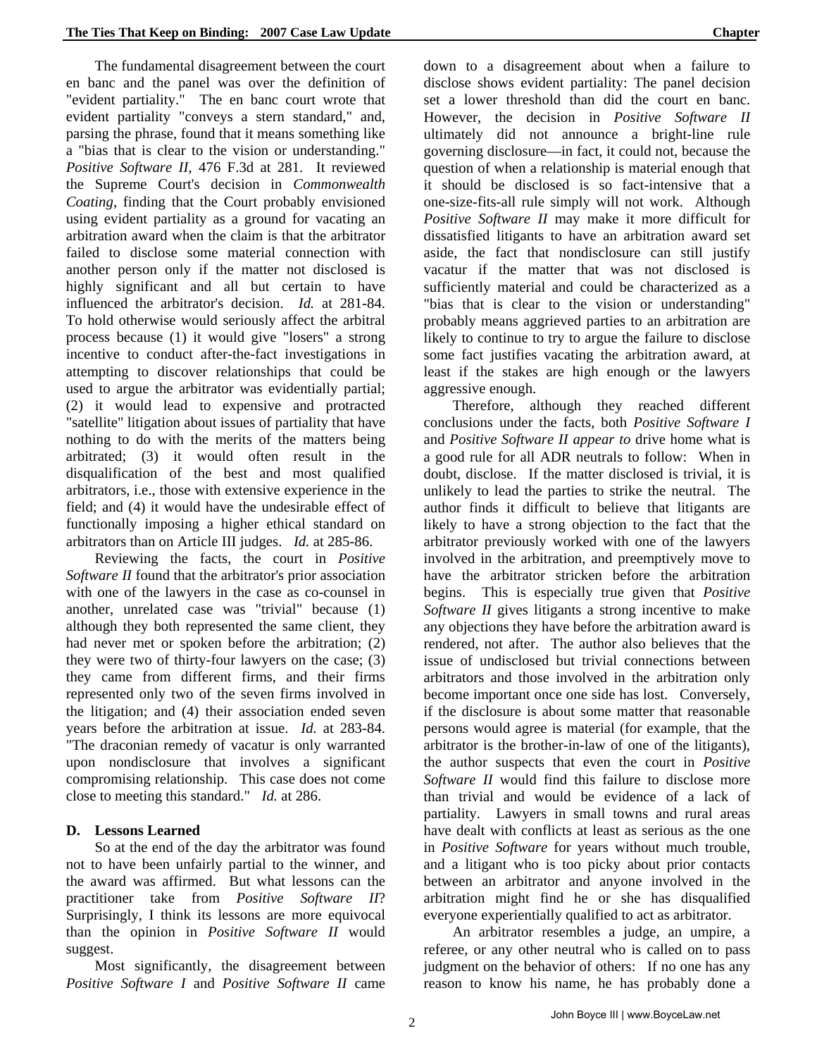The fundamental disagreement between the court en banc and the panel was over the definition of "evident partiality." The en banc court wrote that evident partiality "conveys a stern standard," and, parsing the phrase, found that it means something like a "bias that is clear to the vision or understanding." *Positive Software II*, 476 F.3d at 281. It reviewed the Supreme Court's decision in *Commonwealth Coating*, finding that the Court probably envisioned using evident partiality as a ground for vacating an arbitration award when the claim is that the arbitrator failed to disclose some material connection with another person only if the matter not disclosed is highly significant and all but certain to have influenced the arbitrator's decision. *Id.* at 281-84. To hold otherwise would seriously affect the arbitral process because (1) it would give "losers" a strong incentive to conduct after-the-fact investigations in attempting to discover relationships that could be used to argue the arbitrator was evidentially partial; (2) it would lead to expensive and protracted "satellite" litigation about issues of partiality that have nothing to do with the merits of the matters being arbitrated; (3) it would often result in the disqualification of the best and most qualified arbitrators, i.e., those with extensive experience in the field; and (4) it would have the undesirable effect of functionally imposing a higher ethical standard on arbitrators than on Article III judges. *Id.* at 285-86.

Reviewing the facts, the court in *Positive Software II* found that the arbitrator's prior association with one of the lawyers in the case as co-counsel in another, unrelated case was "trivial" because (1) although they both represented the same client, they had never met or spoken before the arbitration; (2) they were two of thirty-four lawyers on the case; (3) they came from different firms, and their firms represented only two of the seven firms involved in the litigation; and (4) their association ended seven years before the arbitration at issue. *Id.* at 283-84. "The draconian remedy of vacatur is only warranted upon nondisclosure that involves a significant compromising relationship. This case does not come close to meeting this standard." *Id.* at 286.

### D. Lessons Learned

So at the end of the day the arbitrator was found not to have been unfairly partial to the winner, and the award was affirmed. But what lessons can the practitioner take from *Positive Software II*? Surprisingly, I think its lessons are more equivocal than the opinion in *Positive Software II* would suggest.

Most significantly, the disagreement between *Positive Software I* and *Positive Software II* came down to a disagreement about when a failure to disclose shows evident partiality: The panel decision set a lower threshold than did the court en banc. However, the decision in *Positive Software II* ultimately did not announce a bright-line rule governing disclosure—in fact, it could not, because the question of when a relationship is material enough that it should be disclosed is so fact-intensive that a one-size-fits-all rule simply will not work. Although *Positive Software II* may make it more difficult for dissatisfied litigants to have an arbitration award set aside, the fact that nondisclosure can still justify vacatur if the matter that was not disclosed is sufficiently material and could be characterized as a "bias that is clear to the vision or understanding" probably means aggrieved parties to an arbitration are likely to continue to try to argue the failure to disclose some fact justifies vacating the arbitration award, at least if the stakes are high enough or the lawyers aggressive enough.

Therefore, although they reached different conclusions under the facts, both *Positive Software I* and *Positive Software II appear to* drive home what is a good rule for all ADR neutrals to follow: When in doubt, disclose. If the matter disclosed is trivial, it is unlikely to lead the parties to strike the neutral. The author finds it difficult to believe that litigants are likely to have a strong objection to the fact that the arbitrator previously worked with one of the lawyers involved in the arbitration, and preemptively move to have the arbitrator stricken before the arbitration begins. This is especially true given that *Positive Software II* gives litigants a strong incentive to make any objections they have before the arbitration award is rendered, not after. The author also believes that the issue of undisclosed but trivial connections between arbitrators and those involved in the arbitration only become important once one side has lost. Conversely, if the disclosure is about some matter that reasonable persons would agree is material (for example, that the arbitrator is the brother-in-law of one of the litigants), the author suspects that even the court in *Positive Software II* would find this failure to disclose more than trivial and would be evidence of a lack of partiality. Lawyers in small towns and rural areas have dealt with conflicts at least as serious as the one in *Positive Software* for years without much trouble, and a litigant who is too picky about prior contacts between an arbitrator and anyone involved in the arbitration might find he or she has disqualified everyone experientially qualified to act as arbitrator.

An arbitrator resembles a judge, an umpire, a referee, or any other neutral who is called on to pass judgment on the behavior of others: If no one has any reason to know his name, he has probably done a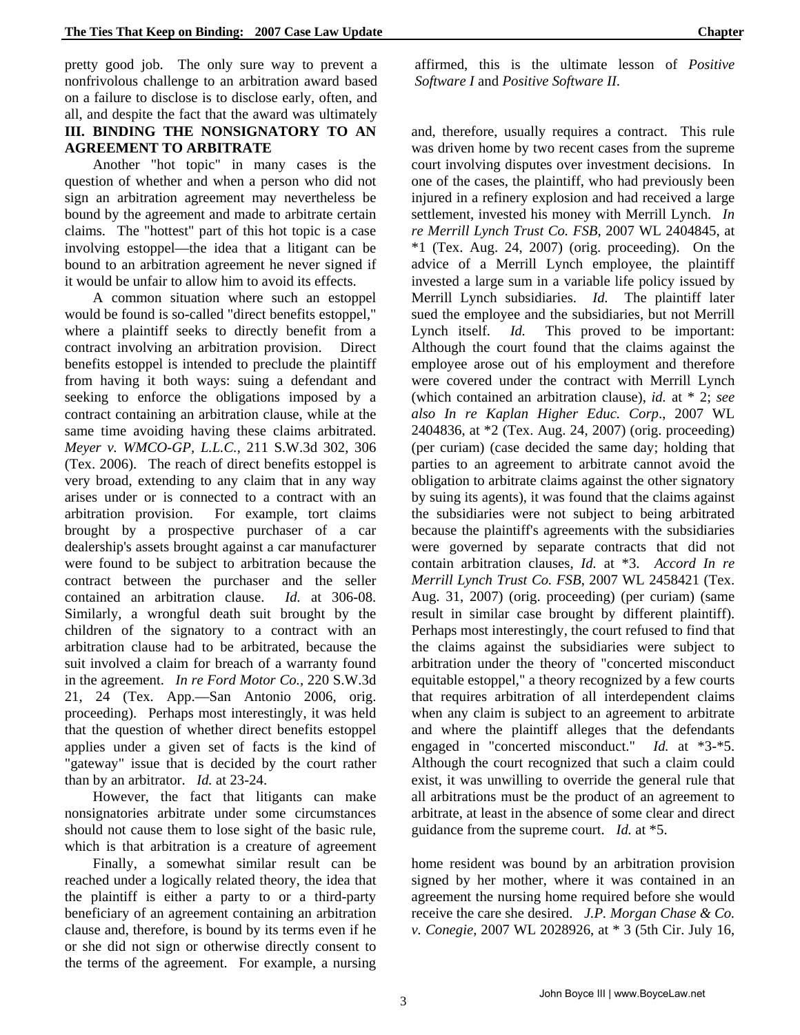pretty good job. The only sure way to prevent a nonfrivolous challenge to an arbitration award based on a failure to disclose is to disclose early, often, and all, and despite the fact that the award was ultimately affirmed, this is the ultimate lesson of *Positive Software I* and *Positive Software II*.

## III. BINDING THE NONSIGNATORY TO AN AGREEMENT TO ARBITRATE

Another "hot topic" in many cases is the question of whether and when a person who did not sign an arbitration agreement may nevertheless be bound by the agreement and made to arbitrate certain claims. The "hottest" part of this hot topic is a case involving estoppel—the idea that a litigant can be bound to an arbitration agreement he never signed if it would be unfair to allow him to avoid its effects.

A common situation where such an estoppel would be found is so-called "direct benefits estoppel," where a plaintiff seeks to directly benefit from a contract involving an arbitration provision. Direct benefits estoppel is intended to preclude the plaintiff from having it both ways: suing a defendant and seeking to enforce the obligations imposed by a contract containing an arbitration clause, while at the same time avoiding having these claims arbitrated. *Meyer v. WMCO-GP, L.L.C.*, 211 S.W.3d 302, 306 (Tex. 2006). The reach of direct benefits estoppel is very broad, extending to any claim that in any way arises under or is connected to a contract with an arbitration provision. For example, tort claims brought by a prospective purchaser of a car dealership's assets brought against a car manufacturer were found to be subject to arbitration because the contract between the purchaser and the seller contained an arbitration clause. *Id.* at 306-08. Similarly, a wrongful death suit brought by the children of the signatory to a contract with an arbitration clause had to be arbitrated, because the suit involved a claim for breach of a warranty found in the agreement. *In re Ford Motor Co.*, 220 S.W.3d 21, 24 (Tex. App.—San Antonio 2006, orig. proceeding). Perhaps most interestingly, it was held that the question of whether direct benefits estoppel applies under a given set of facts is the kind of "gateway" issue that is decided by the court rather than by an arbitrator. *Id.* at 23-24.

However, the fact that litigants can make nonsignatories arbitrate under some circumstances should not cause them to lose sight of the basic rule, which is that arbitration is a creature of agreement and, therefore, usually requires a contract. This rule was driven home by two recent cases from the supreme court involving disputes over investment decisions. In one of the cases, the plaintiff, who had previously been injured in a refinery explosion and had received a large settlement, invested his money with Merrill Lynch. *In re Merrill Lynch Trust Co. FSB*, 2007 WL 2404845, at *1 (Tex. Aug. 24, 2007) (orig. proceeding). On the advice of a Merrill Lynch employee, the plaintiff invested a large sum in a variable life policy issued by Merrill Lynch subsidiaries. *Id.* The plaintiff later sued the employee and the subsidiaries, but not Merrill Lynch itself. *Id.* This proved to be important: Although the court found that the claims against the employee arose out of his employment and therefore were covered under the contract with Merrill Lynch (which contained an arbitration clause), *id.* at * 2; *see also In re Kaplan Higher Educ. Corp*., 2007 WL 2404836, at *2 (Tex. Aug. 24, 2007) (orig. proceeding) (per curiam) (case decided the same day; holding that parties to an agreement to arbitrate cannot avoid the obligation to arbitrate claims against the other signatory by suing its agents), it was found that the claims against the subsidiaries were not subject to being arbitrated because the plaintiff's agreements with the subsidiaries were governed by separate contracts that did not contain arbitration clauses, *Id.* at *3. *Accord In re Merrill Lynch Trust Co. FSB*, 2007 WL 2458421 (Tex. Aug. 31, 2007) (orig. proceeding) (per curiam) (same result in similar case brought by different plaintiff). Perhaps most interestingly, the court refused to find that the claims against the subsidiaries were subject to arbitration under the theory of "concerted misconduct equitable estoppel," a theory recognized by a few courts that requires arbitration of all interdependent claims when any claim is subject to an agreement to arbitrate and where the plaintiff alleges that the defendants engaged in "concerted misconduct." *Id.* at *3-*5. Although the court recognized that such a claim could exist, it was unwilling to override the general rule that all arbitrations must be the product of an agreement to arbitrate, at least in the absence of some clear and direct guidance from the supreme court. *Id.* at *5.

Finally, a somewhat similar result can be reached under a logically related theory, the idea that the plaintiff is either a party to or a third-party beneficiary of an agreement containing an arbitration clause and, therefore, is bound by its terms even if he or she did not sign or otherwise directly consent to the terms of the agreement. For example, a nursing home resident was bound by an arbitration provision signed by her mother, where it was contained in an agreement the nursing home required before she would receive the care she desired. *J.P. Morgan Chase & Co. v. Conegie*, 2007 WL 2028926, at * 3 (5th Cir. July 16,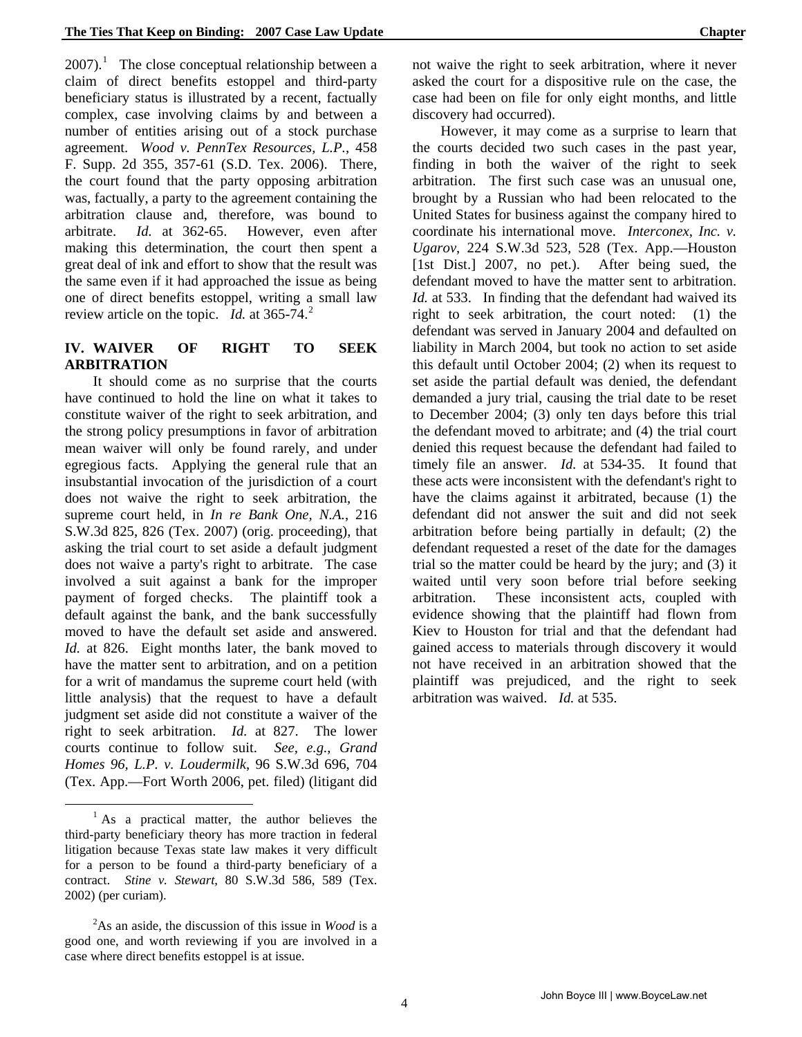2007).[1] The close conceptual relationship between a claim of direct benefits estoppel and third-party beneficiary status is illustrated by a recent, factually complex, case involving claims by and between a number of entities arising out of a stock purchase agreement. *Wood v. PennTex Resources, L.P.*, 458 F. Supp. 2d 355, 357-61 (S.D. Tex. 2006). There, the court found that the party opposing arbitration was, factually, a party to the agreement containing the arbitration clause and, therefore, was bound to arbitrate. *Id.* at 362-65. However, even after making this determination, the court then spent a great deal of ink and effort to show that the result was the same even if it had approached the issue as being one of direct benefits estoppel, writing a small law review article on the topic. *Id.* at 365-74.[2]

## IV. WAIVER OF RIGHT TO SEEK ARBITRATION

It should come as no surprise that the courts have continued to hold the line on what it takes to constitute waiver of the right to seek arbitration, and the strong policy presumptions in favor of arbitration mean waiver will only be found rarely, and under egregious facts. Applying the general rule that an insubstantial invocation of the jurisdiction of a court does not waive the right to seek arbitration, the supreme court held, in *In re Bank One, N.A.*, 216 S.W.3d 825, 826 (Tex. 2007) (orig. proceeding), that asking the trial court to set aside a default judgment does not waive a party's right to arbitrate. The case involved a suit against a bank for the improper payment of forged checks. The plaintiff took a default against the bank, and the bank successfully moved to have the default set aside and answered. *Id.* at 826. Eight months later, the bank moved to have the matter sent to arbitration, and on a petition for a writ of mandamus the supreme court held (with little analysis) that the request to have a default judgment set aside did not constitute a waiver of the right to seek arbitration. *Id.* at 827. The lower courts continue to follow suit. *See, e.g., Grand Homes 96, L.P. v. Loudermilk*, 96 S.W.3d 696, 704 (Tex. App.—Fort Worth 2006, pet. filed) (litigant did not waive the right to seek arbitration, where it never asked the court for a dispositive rule on the case, the case had been on file for only eight months, and little discovery had occurred).

However, it may come as a surprise to learn that the courts decided two such cases in the past year, finding in both the waiver of the right to seek arbitration. The first such case was an unusual one, brought by a Russian who had been relocated to the United States for business against the company hired to coordinate his international move. *Interconex, Inc. v. Ugarov*, 224 S.W.3d 523, 528 (Tex. App.—Houston [1st Dist.] 2007, no pet.). After being sued, the defendant moved to have the matter sent to arbitration. *Id.* at 533. In finding that the defendant had waived its right to seek arbitration, the court noted: (1) the defendant was served in January 2004 and defaulted on liability in March 2004, but took no action to set aside this default until October 2004; (2) when its request to set aside the partial default was denied, the defendant demanded a jury trial, causing the trial date to be reset to December 2004; (3) only ten days before this trial the defendant moved to arbitrate; and (4) the trial court denied this request because the defendant had failed to timely file an answer. *Id.* at 534-35. It found that these acts were inconsistent with the defendant's right to have the claims against it arbitrated, because (1) the defendant did not answer the suit and did not seek arbitration before being partially in default; (2) the defendant requested a reset of the date for the damages trial so the matter could be heard by the jury; and (3) it waited until very soon before trial before seeking arbitration. These inconsistent acts, coupled with evidence showing that the plaintiff had flown from Kiev to Houston for trial and that the defendant had gained access to materials through discovery it would not have received in an arbitration showed that the plaintiff was prejudiced, and the right to seek arbitration was waived. *Id.* at 535.

---

[1] As a practical matter, the author believes the third-party beneficiary theory has more traction in federal litigation because Texas state law makes it very difficult for a person to be found a third-party beneficiary of a contract. *Stine v. Stewart*, 80 S.W.3d 586, 589 (Tex. 2002) (per curiam).

[2] As an aside, the discussion of this issue in *Wood* is a good one, and worth reviewing if you are involved in a case where direct benefits estoppel is at issue.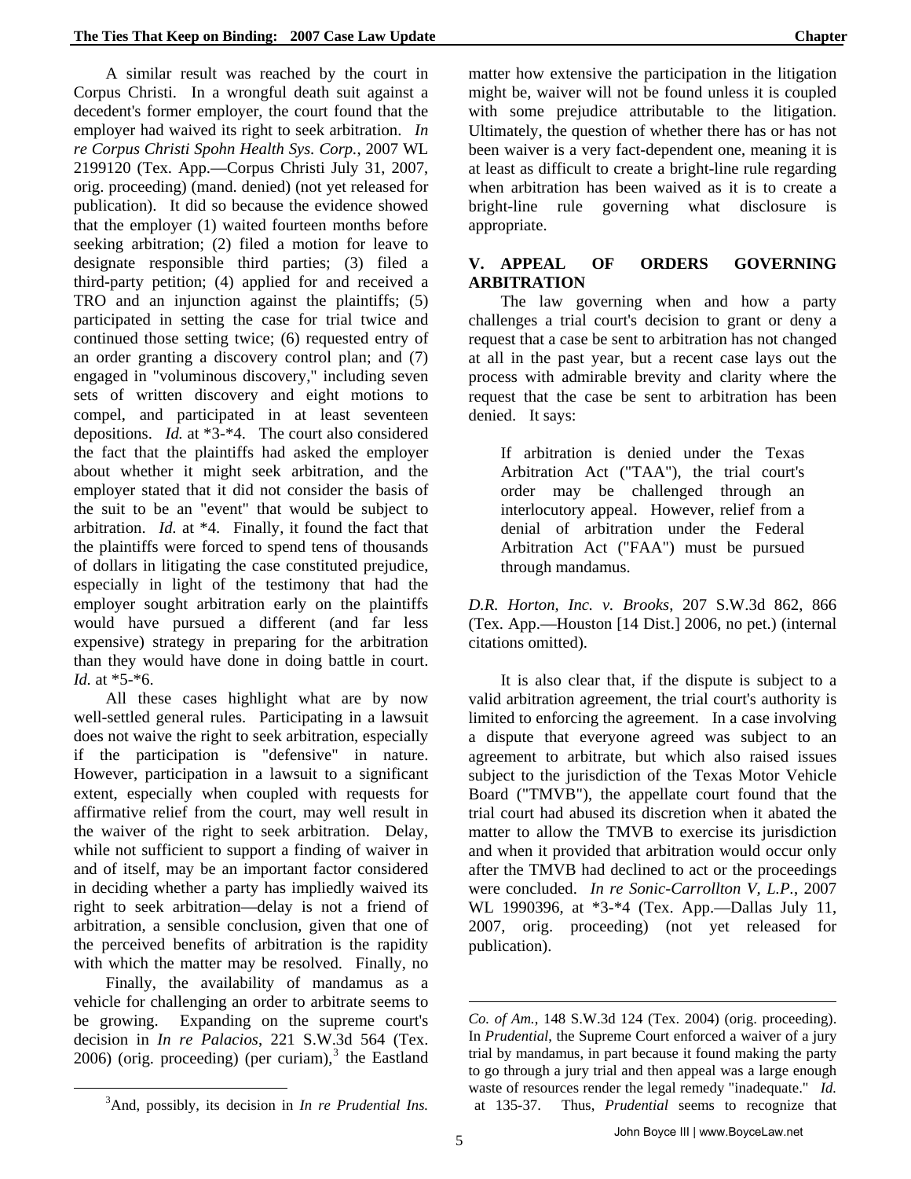A similar result was reached by the court in Corpus Christi. In a wrongful death suit against a decedent's former employer, the court found that the employer had waived its right to seek arbitration. *In re Corpus Christi Spohn Health Sys. Corp.*, 2007 WL 2199120 (Tex. App.—Corpus Christi July 31, 2007, orig. proceeding) (mand. denied) (not yet released for publication). It did so because the evidence showed that the employer (1) waited fourteen months before seeking arbitration; (2) filed a motion for leave to designate responsible third parties; (3) filed a third-party petition; (4) applied for and received a TRO and an injunction against the plaintiffs; (5) participated in setting the case for trial twice and continued those setting twice; (6) requested entry of an order granting a discovery control plan; and (7) engaged in "voluminous discovery," including seven sets of written discovery and eight motions to compel, and participated in at least seventeen depositions. *Id.* at *3-*4. The court also considered the fact that the plaintiffs had asked the employer about whether it might seek arbitration, and the employer stated that it did not consider the basis of the suit to be an "event" that would be subject to arbitration. *Id.* at *4. Finally, it found the fact that the plaintiffs were forced to spend tens of thousands of dollars in litigating the case constituted prejudice, especially in light of the testimony that had the employer sought arbitration early on the plaintiffs would have pursued a different (and far less expensive) strategy in preparing for the arbitration than they would have done in doing battle in court. *Id.* at *5-*6.

All these cases highlight what are by now well-settled general rules. Participating in a lawsuit does not waive the right to seek arbitration, especially if the participation is "defensive" in nature. However, participation in a lawsuit to a significant extent, especially when coupled with requests for affirmative relief from the court, may well result in the waiver of the right to seek arbitration. Delay, while not sufficient to support a finding of waiver in and of itself, may be an important factor considered in deciding whether a party has impliedly waived its right to seek arbitration—delay is not a friend of arbitration, a sensible conclusion, given that one of the perceived benefits of arbitration is the rapidity with which the matter may be resolved. Finally, no matter how extensive the participation in the litigation might be, waiver will not be found unless it is coupled with some prejudice attributable to the litigation. Ultimately, the question of whether there has or has not been waiver is a very fact-dependent one, meaning it is at least as difficult to create a bright-line rule regarding when arbitration has been waived as it is to create a bright-line rule governing what disclosure is appropriate.

## V. APPEAL OF ORDERS GOVERNING ARBITRATION

The law governing when and how a party challenges a trial court's decision to grant or deny a request that a case be sent to arbitration has not changed at all in the past year, but a recent case lays out the process with admirable brevity and clarity where the request that the case be sent to arbitration has been denied. It says:

> If arbitration is denied under the Texas Arbitration Act ("TAA"), the trial court's order may be challenged through an interlocutory appeal. However, relief from a denial of arbitration under the Federal Arbitration Act ("FAA") must be pursued through mandamus.

*D.R. Horton, Inc. v. Brooks*, 207 S.W.3d 862, 866 (Tex. App.—Houston [14 Dist.] 2006, no pet.) (internal citations omitted).

It is also clear that, if the dispute is subject to a valid arbitration agreement, the trial court's authority is limited to enforcing the agreement. In a case involving a dispute that everyone agreed was subject to an agreement to arbitrate, but which also raised issues subject to the jurisdiction of the Texas Motor Vehicle Board ("TMVB"), the appellate court found that the trial court had abused its discretion when it abated the matter to allow the TMVB to exercise its jurisdiction and when it provided that arbitration would occur only after the TMVB had declined to act or the proceedings were concluded. *In re Sonic-Carrollton V, L.P.*, 2007 WL 1990396, at *3-*4 (Tex. App.—Dallas July 11, 2007, orig. proceeding) (not yet released for publication).

Finally, the availability of mandamus as a vehicle for challenging an order to arbitrate seems to be growing. Expanding on the supreme court's decision in *In re Palacios*, 221 S.W.3d 564 (Tex. 2006) (orig. proceeding) (per curiam),[3] the Eastland

---

[3]And, possibly, its decision in *In re Prudential Ins. Co. of Am.*, 148 S.W.3d 124 (Tex. 2004) (orig. proceeding). In *Prudential*, the Supreme Court enforced a waiver of a jury trial by mandamus, in part because it found making the party to go through a jury trial and then appeal was a large enough waste of resources render the legal remedy "inadequate." *Id.* at 135-37. Thus, *Prudential* seems to recognize that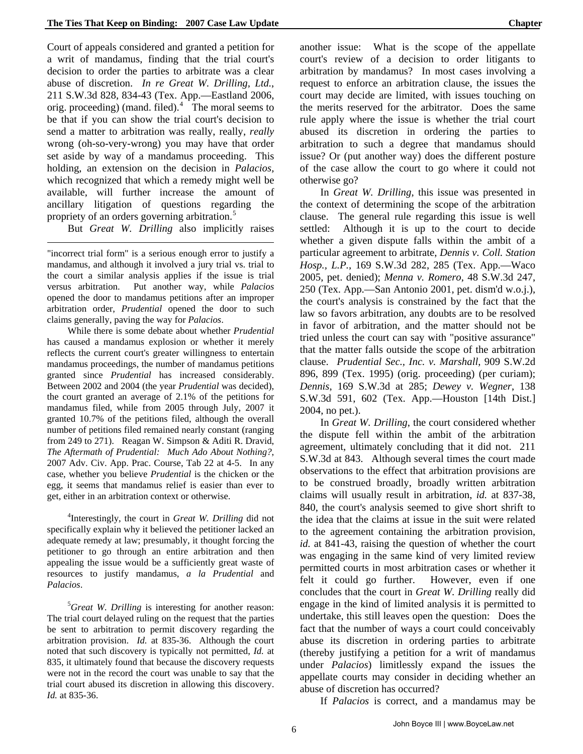Court of appeals considered and granted a petition for a writ of mandamus, finding that the trial court's decision to order the parties to arbitrate was a clear abuse of discretion. *In re Great W. Drilling, Ltd.*, 211 S.W.3d 828, 834-43 (Tex. App.—Eastland 2006, orig. proceeding) (mand. filed).[4] The moral seems to be that if you can show the trial court's decision to send a matter to arbitration was really, really, *really* wrong (oh-so-very-wrong) you may have that order set aside by way of a mandamus proceeding. This holding, an extension on the decision in *Palacios*, which recognized that which a remedy might well be available, will further increase the amount of ancillary litigation of questions regarding the propriety of an orders governing arbitration.[5]

But *Great W. Drilling* also implicitly raises another issue: What is the scope of the appellate court's review of a decision to order litigants to arbitration by mandamus? In most cases involving a request to enforce an arbitration clause, the issues the court may decide are limited, with issues touching on the merits reserved for the arbitrator. Does the same rule apply where the issue is whether the trial court abused its discretion in ordering the parties to arbitration to such a degree that mandamus should issue? Or (put another way) does the different posture of the case allow the court to go where it could not otherwise go?

In *Great W. Drilling*, this issue was presented in the context of determining the scope of the arbitration clause. The general rule regarding this issue is well settled: Although it is up to the court to decide whether a given dispute falls within the ambit of a particular agreement to arbitrate, *Dennis v. Coll. Station Hosp., L.P.*, 169 S.W.3d 282, 285 (Tex. App.—Waco 2005, pet. denied); *Menna v. Romero*, 48 S.W.3d 247, 250 (Tex. App.—San Antonio 2001, pet. dism'd w.o.j.), the court's analysis is constrained by the fact that the law so favors arbitration, any doubts are to be resolved in favor of arbitration, and the matter should not be tried unless the court can say with "positive assurance" that the matter falls outside the scope of the arbitration clause. *Prudential Sec., Inc. v. Marshall*, 909 S.W.2d 896, 899 (Tex. 1995) (orig. proceeding) (per curiam); *Dennis*, 169 S.W.3d at 285; *Dewey v. Wegner*, 138 S.W.3d 591, 602 (Tex. App.—Houston [14th Dist.] 2004, no pet.).

In *Great W. Drilling*, the court considered whether the dispute fell within the ambit of the arbitration agreement, ultimately concluding that it did not. 211 S.W.3d at 843. Although several times the court made observations to the effect that arbitration provisions are to be construed broadly, broadly written arbitration claims will usually result in arbitration, *id.* at 837-38, 840, the court's analysis seemed to give short shrift to the idea that the claims at issue in the suit were related to the agreement containing the arbitration provision, *id.* at 841-43, raising the question of whether the court was engaging in the same kind of very limited review permitted courts in most arbitration cases or whether it felt it could go further. However, even if one concludes that the court in *Great W. Drilling* really did engage in the kind of limited analysis it is permitted to undertake, this still leaves open the question: Does the fact that the number of ways a court could conceivably abuse its discretion in ordering parties to arbitrate (thereby justifying a petition for a writ of mandamus under *Palacios*) limitlessly expand the issues the appellate courts may consider in deciding whether an abuse of discretion has occurred?

If *Palacios* is correct, and a mandamus may be

---

"incorrect trial form" is a serious enough error to justify a mandamus, and although it involved a jury trial vs. trial to the court a similar analysis applies if the issue is trial versus arbitration. Put another way, while *Palacios* opened the door to mandamus petitions after an improper arbitration order, *Prudential* opened the door to such claims generally, paving the way for *Palacios*.

While there is some debate about whether *Prudential* has caused a mandamus explosion or whether it merely reflects the current court's greater willingness to entertain mandamus proceedings, the number of mandamus petitions granted since *Prudential* has increased considerably. Between 2002 and 2004 (the year *Prudential* was decided), the court granted an average of 2.1% of the petitions for mandamus filed, while from 2005 through July, 2007 it granted 10.7% of the petitions filed, although the overall number of petitions filed remained nearly constant (ranging from 249 to 271). Reagan W. Simpson & Aditi R. Dravid, *The Aftermath of Prudential: Much Ado About Nothing?*, 2007 Adv. Civ. App. Prac. Course, Tab 22 at 4-5. In any case, whether you believe *Prudential* is the chicken or the egg, it seems that mandamus relief is easier than ever to get, either in an arbitration context or otherwise.

[4] Interestingly, the court in *Great W. Drilling* did not specifically explain why it believed the petitioner lacked an adequate remedy at law; presumably, it thought forcing the petitioner to go through an entire arbitration and then appealing the issue would be a sufficiently great waste of resources to justify mandamus, *a la Prudential* and *Palacios*.

[5] *Great W. Drilling* is interesting for another reason: The trial court delayed ruling on the request that the parties be sent to arbitration to permit discovery regarding the arbitration provision. *Id.* at 835-36. Although the court noted that such discovery is typically not permitted, *Id.* at 835, it ultimately found that because the discovery requests were not in the record the court was unable to say that the trial court abused its discretion in allowing this discovery. *Id.* at 835-36.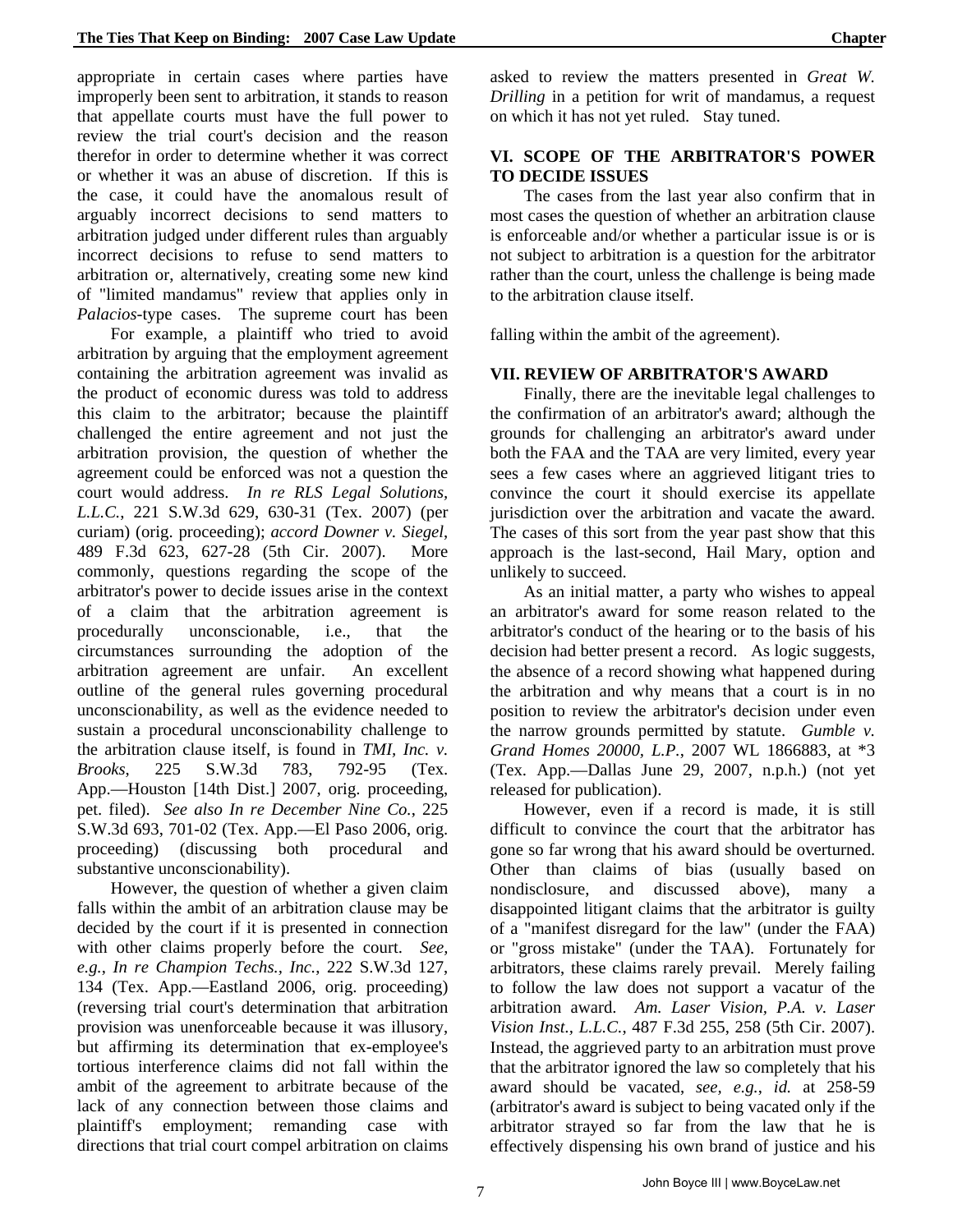appropriate in certain cases where parties have improperly been sent to arbitration, it stands to reason that appellate courts must have the full power to review the trial court's decision and the reason therefor in order to determine whether it was correct or whether it was an abuse of discretion. If this is the case, it could have the anomalous result of arguably incorrect decisions to send matters to arbitration judged under different rules than arguably incorrect decisions to refuse to send matters to arbitration or, alternatively, creating some new kind of "limited mandamus" review that applies only in *Palacios*-type cases. The supreme court has been asked to review the matters presented in *Great W. Drilling* in a petition for writ of mandamus, a request on which it has not yet ruled. Stay tuned.

## VI. SCOPE OF THE ARBITRATOR'S POWER TO DECIDE ISSUES

The cases from the last year also confirm that in most cases the question of whether an arbitration clause is enforceable and/or whether a particular issue is or is not subject to arbitration is a question for the arbitrator rather than the court, unless the challenge is being made to the arbitration clause itself.

For example, a plaintiff who tried to avoid arbitration by arguing that the employment agreement containing the arbitration agreement was invalid as the product of economic duress was told to address this claim to the arbitrator; because the plaintiff challenged the entire agreement and not just the arbitration provision, the question of whether the agreement could be enforced was not a question the court would address. *In re RLS Legal Solutions, L.L.C.*, 221 S.W.3d 629, 630-31 (Tex. 2007) (per curiam) (orig. proceeding); *accord Downer v. Siegel*, 489 F.3d 623, 627-28 (5th Cir. 2007). More commonly, questions regarding the scope of the arbitrator's power to decide issues arise in the context of a claim that the arbitration agreement is procedurally unconscionable, i.e., that the circumstances surrounding the adoption of the arbitration agreement are unfair. An excellent outline of the general rules governing procedural unconscionability, as well as the evidence needed to sustain a procedural unconscionability challenge to the arbitration clause itself, is found in *TMI, Inc. v. Brooks*, 225 S.W.3d 783, 792-95 (Tex. App.—Houston [14th Dist.] 2007, orig. proceeding, pet. filed). *See also In re December Nine Co.*, 225 S.W.3d 693, 701-02 (Tex. App.—El Paso 2006, orig. proceeding) (discussing both procedural and substantive unconscionability).

However, the question of whether a given claim falls within the ambit of an arbitration clause may be decided by the court if it is presented in connection with other claims properly before the court. *See, e.g., In re Champion Techs., Inc.*, 222 S.W.3d 127, 134 (Tex. App.—Eastland 2006, orig. proceeding) (reversing trial court's determination that arbitration provision was unenforceable because it was illusory, but affirming its determination that ex-employee's tortious interference claims did not fall within the ambit of the agreement to arbitrate because of the lack of any connection between those claims and plaintiff's employment; remanding case with directions that trial court compel arbitration on claims falling within the ambit of the agreement).

## VII. REVIEW OF ARBITRATOR'S AWARD

Finally, there are the inevitable legal challenges to the confirmation of an arbitrator's award; although the grounds for challenging an arbitrator's award under both the FAA and the TAA are very limited, every year sees a few cases where an aggrieved litigant tries to convince the court it should exercise its appellate jurisdiction over the arbitration and vacate the award. The cases of this sort from the year past show that this approach is the last-second, Hail Mary, option and unlikely to succeed.

As an initial matter, a party who wishes to appeal an arbitrator's award for some reason related to the arbitrator's conduct of the hearing or to the basis of his decision had better present a record. As logic suggests, the absence of a record showing what happened during the arbitration and why means that a court is in no position to review the arbitrator's decision under even the narrow grounds permitted by statute. *Gumble v. Grand Homes 20000, L.P.*, 2007 WL 1866883, at *3 (Tex. App.—Dallas June 29, 2007, n.p.h.) (not yet released for publication).

However, even if a record is made, it is still difficult to convince the court that the arbitrator has gone so far wrong that his award should be overturned. Other than claims of bias (usually based on nondisclosure, and discussed above), many a disappointed litigant claims that the arbitrator is guilty of a "manifest disregard for the law" (under the FAA) or "gross mistake" (under the TAA). Fortunately for arbitrators, these claims rarely prevail. Merely failing to follow the law does not support a vacatur of the arbitration award. *Am. Laser Vision, P.A. v. Laser Vision Inst., L.L.C.*, 487 F.3d 255, 258 (5th Cir. 2007). Instead, the aggrieved party to an arbitration must prove that the arbitrator ignored the law so completely that his award should be vacated, *see, e.g., id.* at 258-59 (arbitrator's award is subject to being vacated only if the arbitrator strayed so far from the law that he is effectively dispensing his own brand of justice and his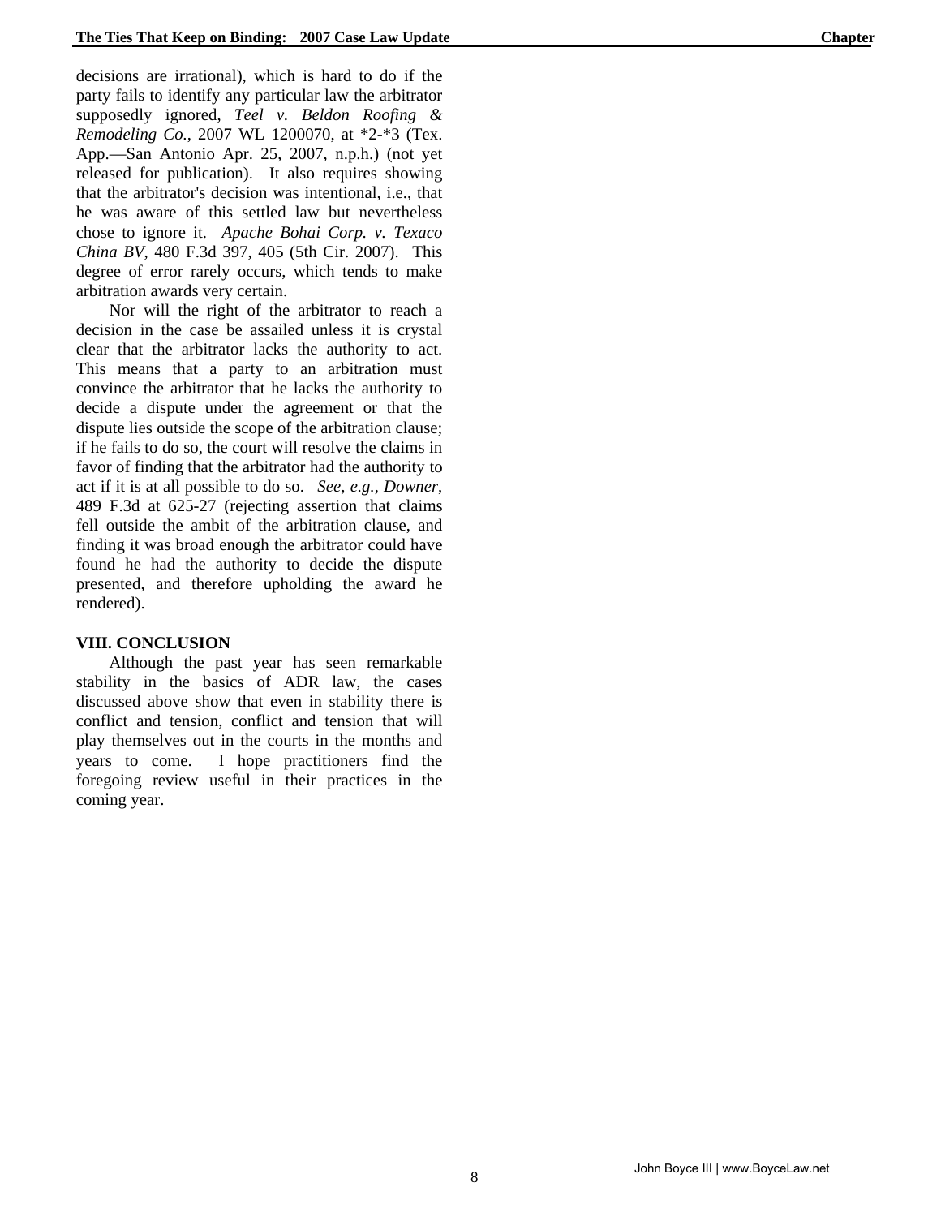decisions are irrational), which is hard to do if the party fails to identify any particular law the arbitrator supposedly ignored, *Teel v. Beldon Roofing & Remodeling Co.*, 2007 WL 1200070, at *2-*3 (Tex. App.—San Antonio Apr. 25, 2007, n.p.h.) (not yet released for publication). It also requires showing that the arbitrator's decision was intentional, i.e., that he was aware of this settled law but nevertheless chose to ignore it. *Apache Bohai Corp. v. Texaco China BV*, 480 F.3d 397, 405 (5th Cir. 2007). This degree of error rarely occurs, which tends to make arbitration awards very certain.

Nor will the right of the arbitrator to reach a decision in the case be assailed unless it is crystal clear that the arbitrator lacks the authority to act. This means that a party to an arbitration must convince the arbitrator that he lacks the authority to decide a dispute under the agreement or that the dispute lies outside the scope of the arbitration clause; if he fails to do so, the court will resolve the claims in favor of finding that the arbitrator had the authority to act if it is at all possible to do so. *See, e.g.*, *Downer*, 489 F.3d at 625-27 (rejecting assertion that claims fell outside the ambit of the arbitration clause, and finding it was broad enough the arbitrator could have found he had the authority to decide the dispute presented, and therefore upholding the award he rendered).

## VIII. CONCLUSION

Although the past year has seen remarkable stability in the basics of ADR law, the cases discussed above show that even in stability there is conflict and tension, conflict and tension that will play themselves out in the courts in the months and years to come. I hope practitioners find the foregoing review useful in their practices in the coming year.